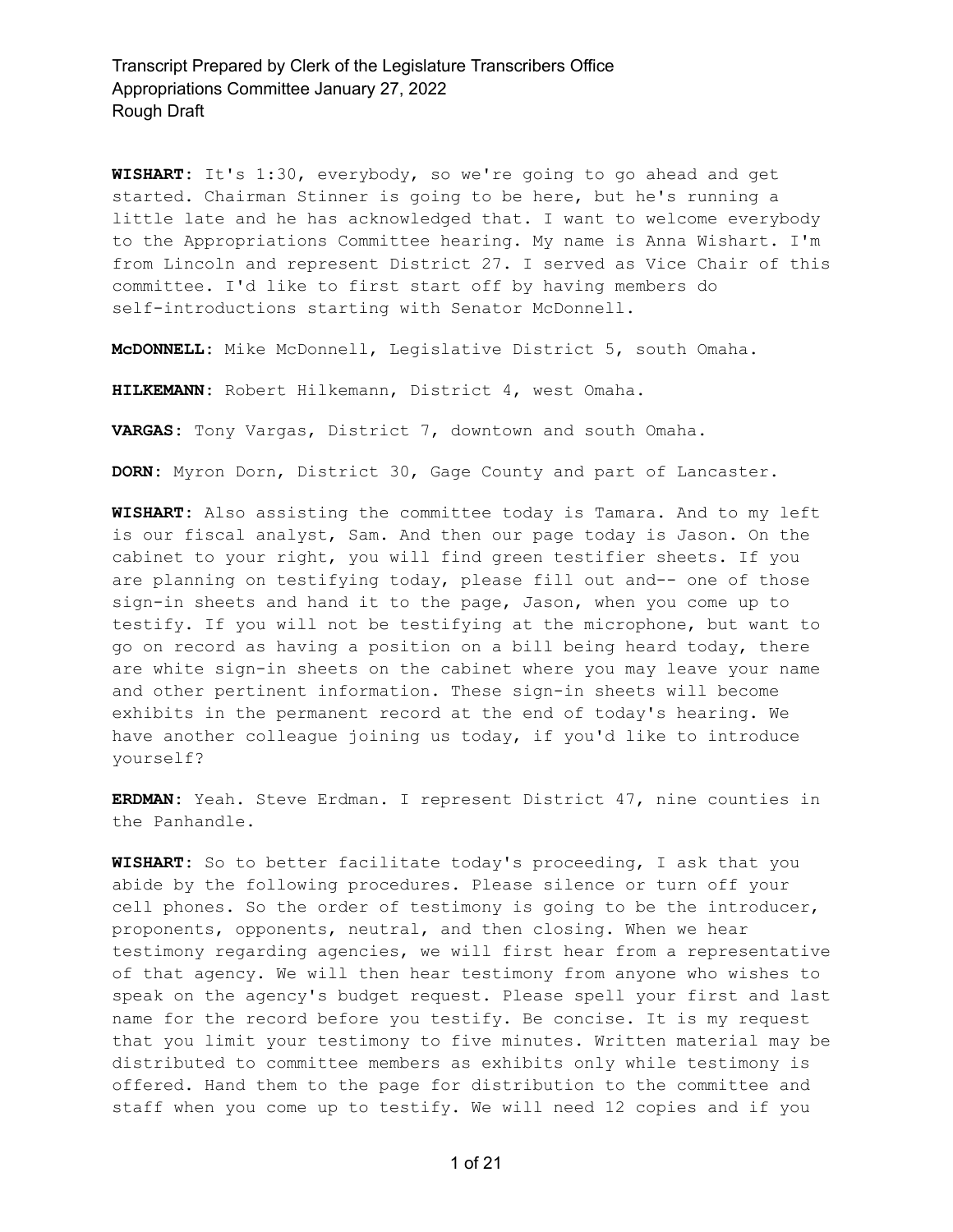**WISHART:** It's 1:30, everybody, so we're going to go ahead and get started. Chairman Stinner is going to be here, but he's running a little late and he has acknowledged that. I want to welcome everybody to the Appropriations Committee hearing. My name is Anna Wishart. I'm from Lincoln and represent District 27. I served as Vice Chair of this committee. I'd like to first start off by having members do self-introductions starting with Senator McDonnell.

**McDONNELL:** Mike McDonnell, Legislative District 5, south Omaha.

**HILKEMANN:** Robert Hilkemann, District 4, west Omaha.

**VARGAS:** Tony Vargas, District 7, downtown and south Omaha.

**DORN:** Myron Dorn, District 30, Gage County and part of Lancaster.

**WISHART:** Also assisting the committee today is Tamara. And to my left is our fiscal analyst, Sam. And then our page today is Jason. On the cabinet to your right, you will find green testifier sheets. If you are planning on testifying today, please fill out and-- one of those sign-in sheets and hand it to the page, Jason, when you come up to testify. If you will not be testifying at the microphone, but want to go on record as having a position on a bill being heard today, there are white sign-in sheets on the cabinet where you may leave your name and other pertinent information. These sign-in sheets will become exhibits in the permanent record at the end of today's hearing. We have another colleague joining us today, if you'd like to introduce yourself?

**ERDMAN:** Yeah. Steve Erdman. I represent District 47, nine counties in the Panhandle.

**WISHART:** So to better facilitate today's proceeding, I ask that you abide by the following procedures. Please silence or turn off your cell phones. So the order of testimony is going to be the introducer, proponents, opponents, neutral, and then closing. When we hear testimony regarding agencies, we will first hear from a representative of that agency. We will then hear testimony from anyone who wishes to speak on the agency's budget request. Please spell your first and last name for the record before you testify. Be concise. It is my request that you limit your testimony to five minutes. Written material may be distributed to committee members as exhibits only while testimony is offered. Hand them to the page for distribution to the committee and staff when you come up to testify. We will need 12 copies and if you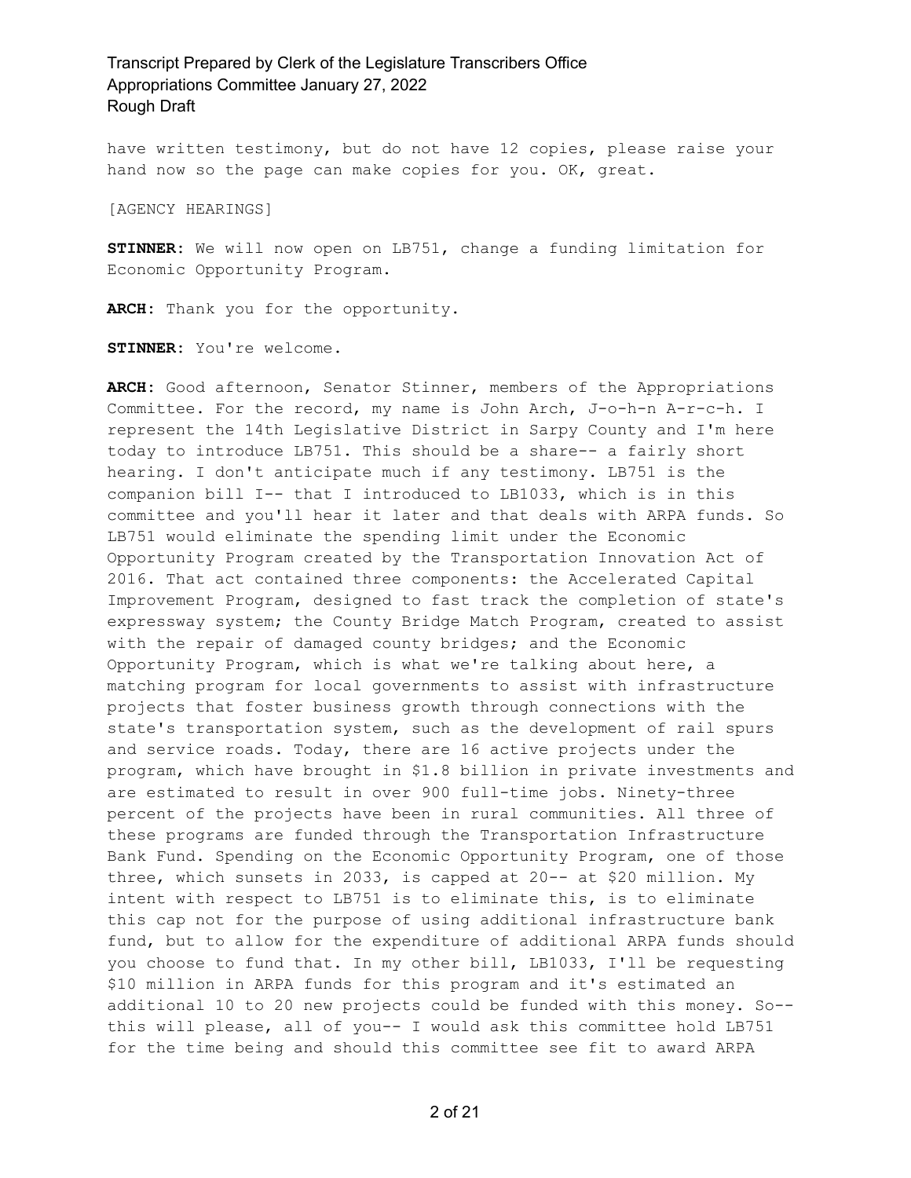have written testimony, but do not have 12 copies, please raise your hand now so the page can make copies for you. OK, great.

[AGENCY HEARINGS]

**STINNER:** We will now open on LB751, change a funding limitation for Economic Opportunity Program.

**ARCH:** Thank you for the opportunity.

**STINNER:** You're welcome.

**ARCH:** Good afternoon, Senator Stinner, members of the Appropriations Committee. For the record, my name is John Arch, J-o-h-n A-r-c-h. I represent the 14th Legislative District in Sarpy County and I'm here today to introduce LB751. This should be a share-- a fairly short hearing. I don't anticipate much if any testimony. LB751 is the companion bill I-- that I introduced to LB1033, which is in this committee and you'll hear it later and that deals with ARPA funds. So LB751 would eliminate the spending limit under the Economic Opportunity Program created by the Transportation Innovation Act of 2016. That act contained three components: the Accelerated Capital Improvement Program, designed to fast track the completion of state's expressway system; the County Bridge Match Program, created to assist with the repair of damaged county bridges; and the Economic Opportunity Program, which is what we're talking about here, a matching program for local governments to assist with infrastructure projects that foster business growth through connections with the state's transportation system, such as the development of rail spurs and service roads. Today, there are 16 active projects under the program, which have brought in $1.8 billion in private investments and are estimated to result in over 900 full-time jobs. Ninety-three percent of the projects have been in rural communities. All three of these programs are funded through the Transportation Infrastructure Bank Fund. Spending on the Economic Opportunity Program, one of those three, which sunsets in 2033, is capped at 20-- at $20 million. My intent with respect to LB751 is to eliminate this, is to eliminate this cap not for the purpose of using additional infrastructure bank fund, but to allow for the expenditure of additional ARPA funds should you choose to fund that. In my other bill, LB1033, I'll be requesting $10 million in ARPA funds for this program and it's estimated an additional 10 to 20 new projects could be funded with this money. So-- this will please, all of you-- I would ask this committee hold LB751 for the time being and should this committee see fit to award ARPA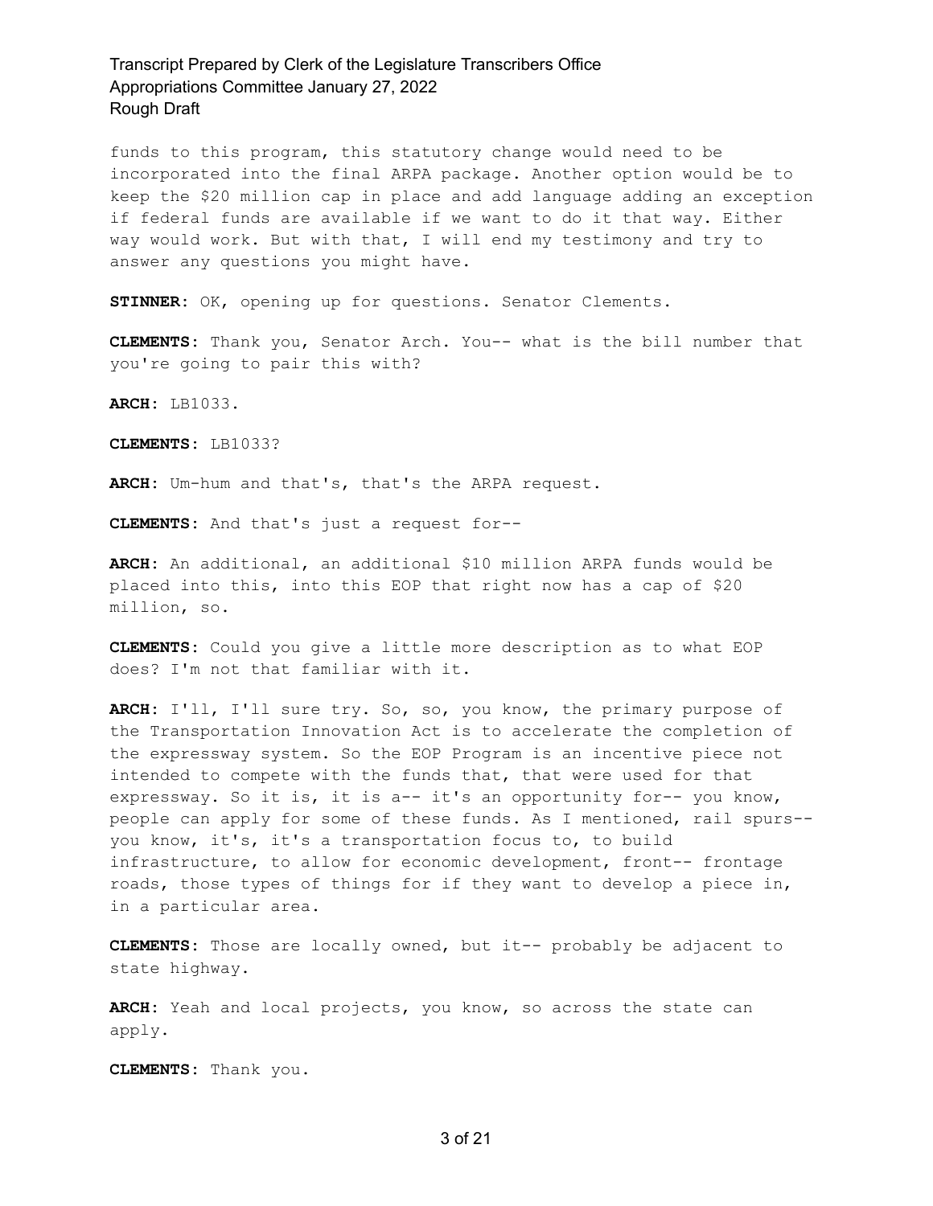funds to this program, this statutory change would need to be incorporated into the final ARPA package. Another option would be to keep the $20 million cap in place and add language adding an exception if federal funds are available if we want to do it that way. Either way would work. But with that, I will end my testimony and try to answer any questions you might have.

**STINNER:** OK, opening up for questions. Senator Clements.

**CLEMENTS:** Thank you, Senator Arch. You-- what is the bill number that you're going to pair this with?

**ARCH:** LB1033.

**CLEMENTS:** LB1033?

**ARCH:** Um-hum and that's, that's the ARPA request.

**CLEMENTS:** And that's just a request for--

**ARCH:** An additional, an additional $10 million ARPA funds would be placed into this, into this EOP that right now has a cap of $20 million, so.

**CLEMENTS:** Could you give a little more description as to what EOP does? I'm not that familiar with it.

**ARCH:** I'll, I'll sure try. So, so, you know, the primary purpose of the Transportation Innovation Act is to accelerate the completion of the expressway system. So the EOP Program is an incentive piece not intended to compete with the funds that, that were used for that expressway. So it is, it is a-- it's an opportunity for-- you know, people can apply for some of these funds. As I mentioned, rail spurs-- you know, it's, it's a transportation focus to, to build infrastructure, to allow for economic development, front-- frontage roads, those types of things for if they want to develop a piece in, in a particular area.

**CLEMENTS:** Those are locally owned, but it-- probably be adjacent to state highway.

**ARCH:** Yeah and local projects, you know, so across the state can apply.

**CLEMENTS:** Thank you.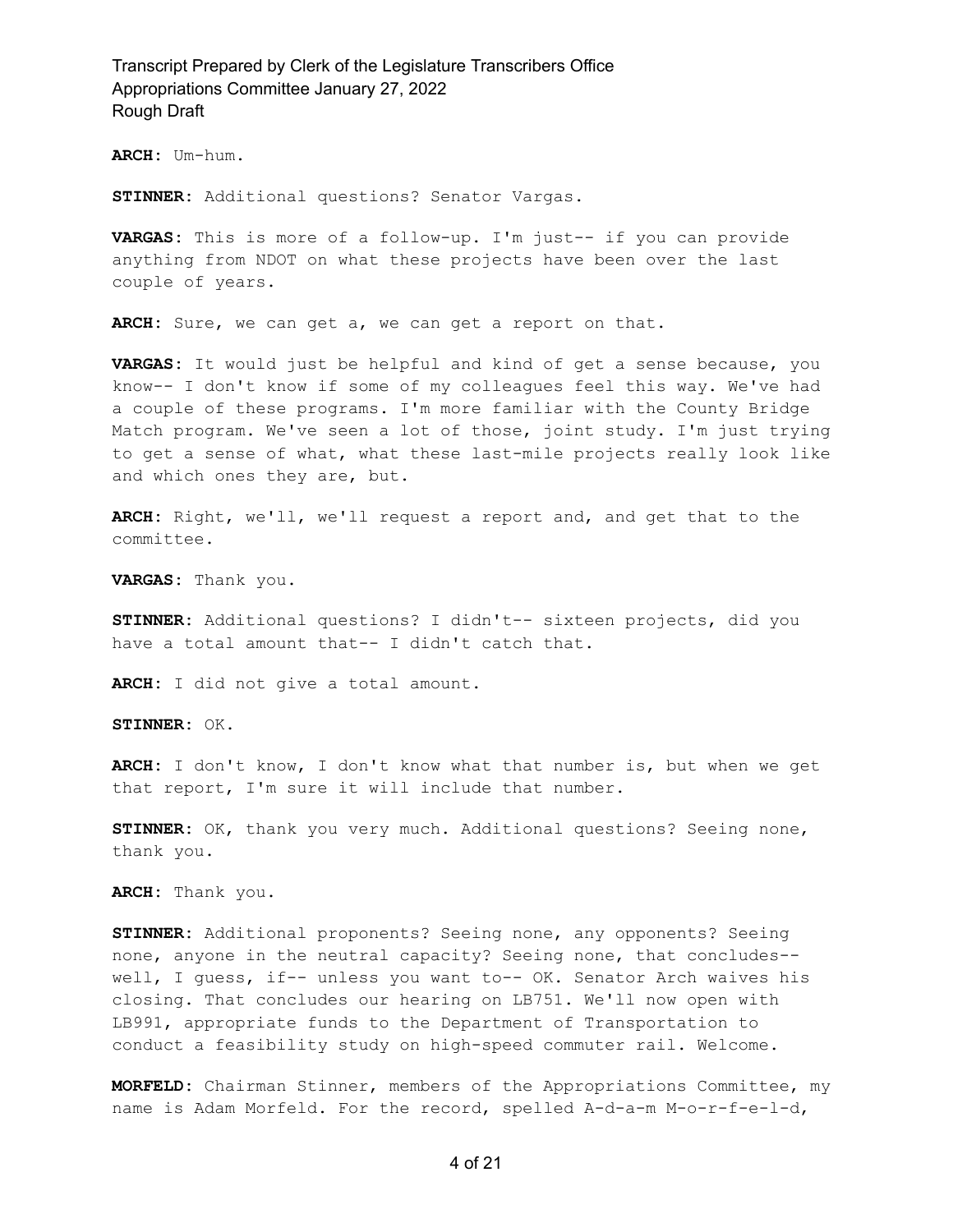**ARCH:** Um-hum.

**STINNER:** Additional questions? Senator Vargas.

**VARGAS:** This is more of a follow-up. I'm just-- if you can provide anything from NDOT on what these projects have been over the last couple of years.

**ARCH:** Sure, we can get a, we can get a report on that.

**VARGAS:** It would just be helpful and kind of get a sense because, you know-- I don't know if some of my colleagues feel this way. We've had a couple of these programs. I'm more familiar with the County Bridge Match program. We've seen a lot of those, joint study. I'm just trying to get a sense of what, what these last-mile projects really look like and which ones they are, but.

**ARCH:** Right, we'll, we'll request a report and, and get that to the committee.

**VARGAS:** Thank you.

**STINNER:** Additional questions? I didn't-- sixteen projects, did you have a total amount that-- I didn't catch that.

**ARCH:** I did not give a total amount.

**STINNER:** OK.

**ARCH:** I don't know, I don't know what that number is, but when we get that report, I'm sure it will include that number.

**STINNER:** OK, thank you very much. Additional questions? Seeing none, thank you.

**ARCH:** Thank you.

**STINNER:** Additional proponents? Seeing none, any opponents? Seeing none, anyone in the neutral capacity? Seeing none, that concludes-- well, I guess, if-- unless you want to-- OK. Senator Arch waives his closing. That concludes our hearing on LB751. We'll now open with LB991, appropriate funds to the Department of Transportation to conduct a feasibility study on high-speed commuter rail. Welcome.

**MORFELD:** Chairman Stinner, members of the Appropriations Committee, my name is Adam Morfeld. For the record, spelled A-d-a-m M-o-r-f-e-l-d,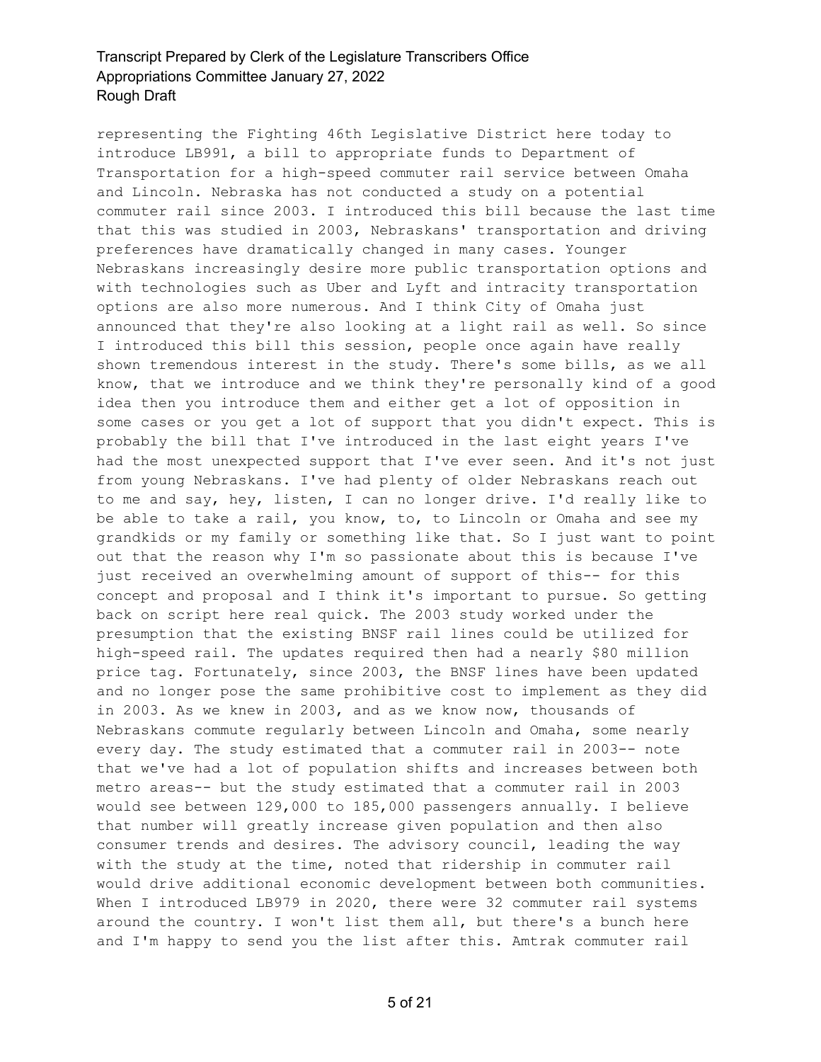representing the Fighting 46th Legislative District here today to introduce LB991, a bill to appropriate funds to Department of Transportation for a high-speed commuter rail service between Omaha and Lincoln. Nebraska has not conducted a study on a potential commuter rail since 2003. I introduced this bill because the last time that this was studied in 2003, Nebraskans' transportation and driving preferences have dramatically changed in many cases. Younger Nebraskans increasingly desire more public transportation options and with technologies such as Uber and Lyft and intracity transportation options are also more numerous. And I think City of Omaha just announced that they're also looking at a light rail as well. So since I introduced this bill this session, people once again have really shown tremendous interest in the study. There's some bills, as we all know, that we introduce and we think they're personally kind of a good idea then you introduce them and either get a lot of opposition in some cases or you get a lot of support that you didn't expect. This is probably the bill that I've introduced in the last eight years I've had the most unexpected support that I've ever seen. And it's not just from young Nebraskans. I've had plenty of older Nebraskans reach out to me and say, hey, listen, I can no longer drive. I'd really like to be able to take a rail, you know, to, to Lincoln or Omaha and see my grandkids or my family or something like that. So I just want to point out that the reason why I'm so passionate about this is because I've just received an overwhelming amount of support of this-- for this concept and proposal and I think it's important to pursue. So getting back on script here real quick. The 2003 study worked under the presumption that the existing BNSF rail lines could be utilized for high-speed rail. The updates required then had a nearly $80 million price tag. Fortunately, since 2003, the BNSF lines have been updated and no longer pose the same prohibitive cost to implement as they did in 2003. As we knew in 2003, and as we know now, thousands of Nebraskans commute regularly between Lincoln and Omaha, some nearly every day. The study estimated that a commuter rail in 2003-- note that we've had a lot of population shifts and increases between both metro areas-- but the study estimated that a commuter rail in 2003 would see between 129,000 to 185,000 passengers annually. I believe that number will greatly increase given population and then also consumer trends and desires. The advisory council, leading the way with the study at the time, noted that ridership in commuter rail would drive additional economic development between both communities. When I introduced LB979 in 2020, there were 32 commuter rail systems around the country. I won't list them all, but there's a bunch here and I'm happy to send you the list after this. Amtrak commuter rail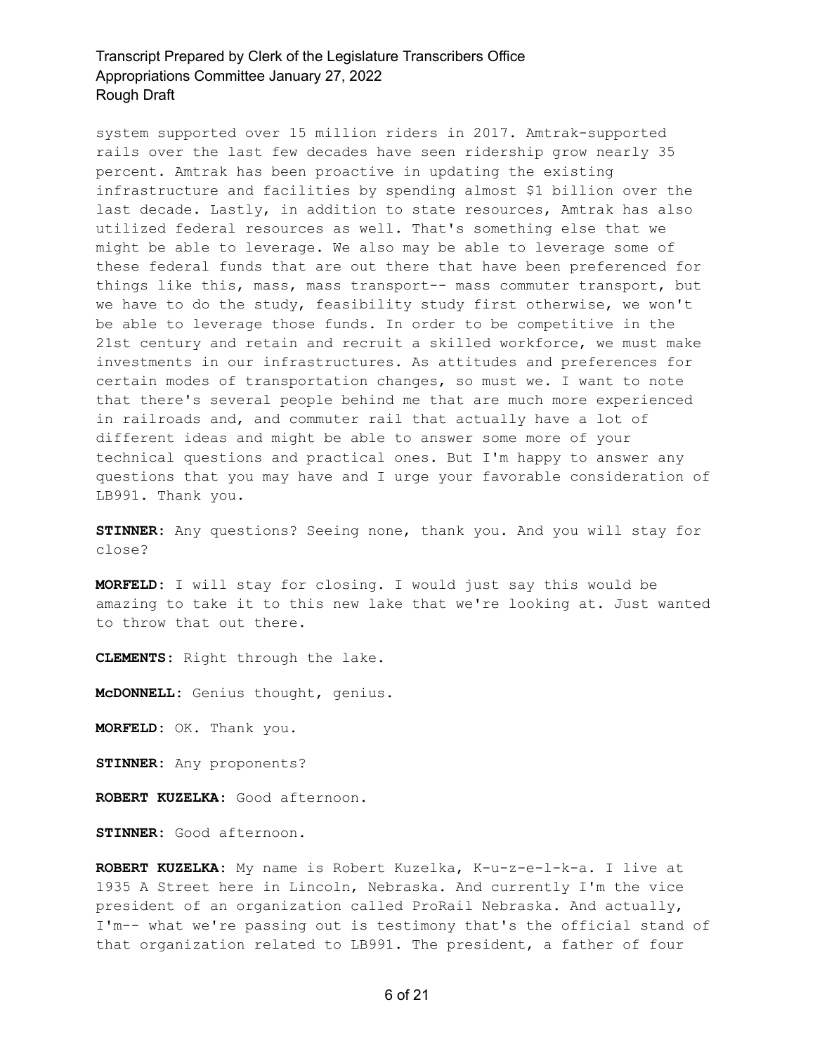system supported over 15 million riders in 2017. Amtrak-supported rails over the last few decades have seen ridership grow nearly 35 percent. Amtrak has been proactive in updating the existing infrastructure and facilities by spending almost $1 billion over the last decade. Lastly, in addition to state resources, Amtrak has also utilized federal resources as well. That's something else that we might be able to leverage. We also may be able to leverage some of these federal funds that are out there that have been preferenced for things like this, mass, mass transport-- mass commuter transport, but we have to do the study, feasibility study first otherwise, we won't be able to leverage those funds. In order to be competitive in the 21st century and retain and recruit a skilled workforce, we must make investments in our infrastructures. As attitudes and preferences for certain modes of transportation changes, so must we. I want to note that there's several people behind me that are much more experienced in railroads and, and commuter rail that actually have a lot of different ideas and might be able to answer some more of your technical questions and practical ones. But I'm happy to answer any questions that you may have and I urge your favorable consideration of LB991. Thank you.

**STINNER:** Any questions? Seeing none, thank you. And you will stay for close?

**MORFELD:** I will stay for closing. I would just say this would be amazing to take it to this new lake that we're looking at. Just wanted to throw that out there.

**CLEMENTS:** Right through the lake.

**McDONNELL:** Genius thought, genius.

**MORFELD:** OK. Thank you.

**STINNER:** Any proponents?

**ROBERT KUZELKA:** Good afternoon.

**STINNER:** Good afternoon.

**ROBERT KUZELKA:** My name is Robert Kuzelka, K-u-z-e-l-k-a. I live at 1935 A Street here in Lincoln, Nebraska. And currently I'm the vice president of an organization called ProRail Nebraska. And actually, I'm-- what we're passing out is testimony that's the official stand of that organization related to LB991. The president, a father of four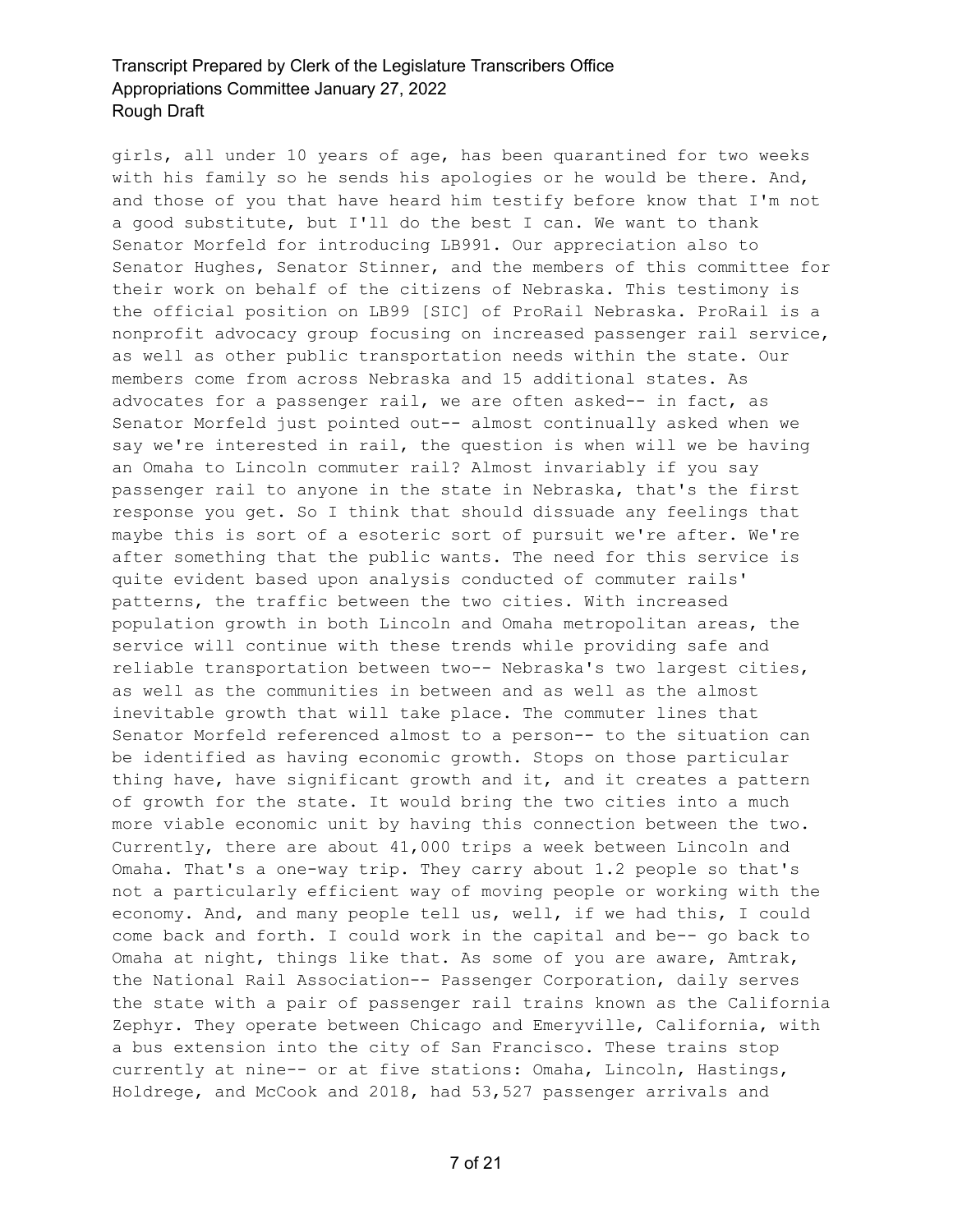girls, all under 10 years of age, has been quarantined for two weeks with his family so he sends his apologies or he would be there. And, and those of you that have heard him testify before know that I'm not a good substitute, but I'll do the best I can. We want to thank Senator Morfeld for introducing LB991. Our appreciation also to Senator Hughes, Senator Stinner, and the members of this committee for their work on behalf of the citizens of Nebraska. This testimony is the official position on LB99 [SIC] of ProRail Nebraska. ProRail is a nonprofit advocacy group focusing on increased passenger rail service, as well as other public transportation needs within the state. Our members come from across Nebraska and 15 additional states. As advocates for a passenger rail, we are often asked-- in fact, as Senator Morfeld just pointed out-- almost continually asked when we say we're interested in rail, the question is when will we be having an Omaha to Lincoln commuter rail? Almost invariably if you say passenger rail to anyone in the state in Nebraska, that's the first response you get. So I think that should dissuade any feelings that maybe this is sort of a esoteric sort of pursuit we're after. We're after something that the public wants. The need for this service is quite evident based upon analysis conducted of commuter rails' patterns, the traffic between the two cities. With increased population growth in both Lincoln and Omaha metropolitan areas, the service will continue with these trends while providing safe and reliable transportation between two-- Nebraska's two largest cities, as well as the communities in between and as well as the almost inevitable growth that will take place. The commuter lines that Senator Morfeld referenced almost to a person-- to the situation can be identified as having economic growth. Stops on those particular thing have, have significant growth and it, and it creates a pattern of growth for the state. It would bring the two cities into a much more viable economic unit by having this connection between the two. Currently, there are about 41,000 trips a week between Lincoln and Omaha. That's a one-way trip. They carry about 1.2 people so that's not a particularly efficient way of moving people or working with the economy. And, and many people tell us, well, if we had this, I could come back and forth. I could work in the capital and be-- go back to Omaha at night, things like that. As some of you are aware, Amtrak, the National Rail Association-- Passenger Corporation, daily serves the state with a pair of passenger rail trains known as the California Zephyr. They operate between Chicago and Emeryville, California, with a bus extension into the city of San Francisco. These trains stop currently at nine-- or at five stations: Omaha, Lincoln, Hastings, Holdrege, and McCook and 2018, had 53,527 passenger arrivals and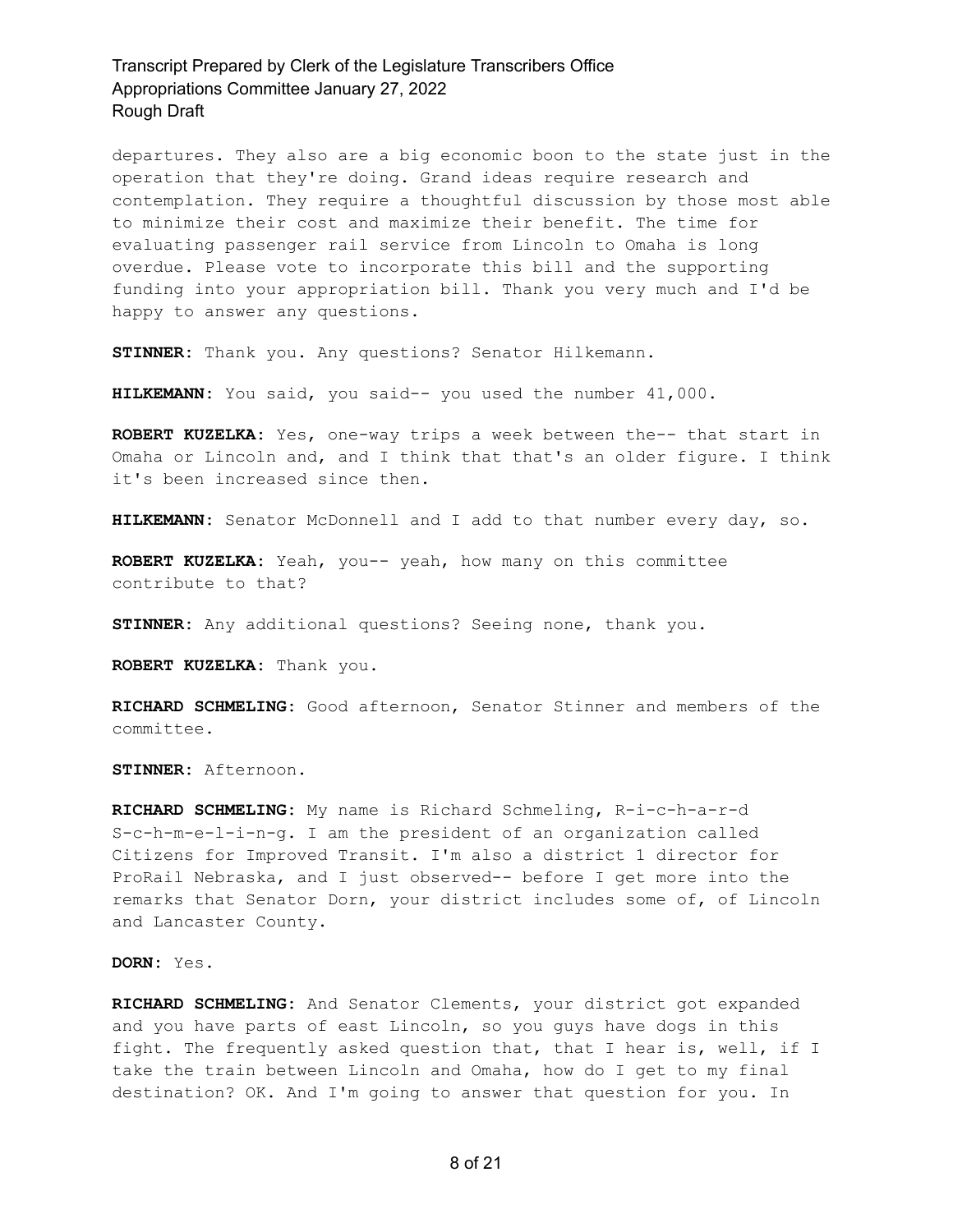departures. They also are a big economic boon to the state just in the operation that they're doing. Grand ideas require research and contemplation. They require a thoughtful discussion by those most able to minimize their cost and maximize their benefit. The time for evaluating passenger rail service from Lincoln to Omaha is long overdue. Please vote to incorporate this bill and the supporting funding into your appropriation bill. Thank you very much and I'd be happy to answer any questions.

**STINNER:** Thank you. Any questions? Senator Hilkemann.

**HILKEMANN:** You said, you said-- you used the number 41,000.

**ROBERT KUZELKA:** Yes, one-way trips a week between the-- that start in Omaha or Lincoln and, and I think that that's an older figure. I think it's been increased since then.

**HILKEMANN:** Senator McDonnell and I add to that number every day, so.

**ROBERT KUZELKA:** Yeah, you-- yeah, how many on this committee contribute to that?

**STINNER:** Any additional questions? Seeing none, thank you.

**ROBERT KUZELKA:** Thank you.

**RICHARD SCHMELING:** Good afternoon, Senator Stinner and members of the committee.

**STINNER:** Afternoon.

**RICHARD SCHMELING:** My name is Richard Schmeling, R-i-c-h-a-r-d S-c-h-m-e-l-i-n-g. I am the president of an organization called Citizens for Improved Transit. I'm also a district 1 director for ProRail Nebraska, and I just observed-- before I get more into the remarks that Senator Dorn, your district includes some of, of Lincoln and Lancaster County.

**DORN:** Yes.

**RICHARD SCHMELING:** And Senator Clements, your district got expanded and you have parts of east Lincoln, so you guys have dogs in this fight. The frequently asked question that, that I hear is, well, if I take the train between Lincoln and Omaha, how do I get to my final destination? OK. And I'm going to answer that question for you. In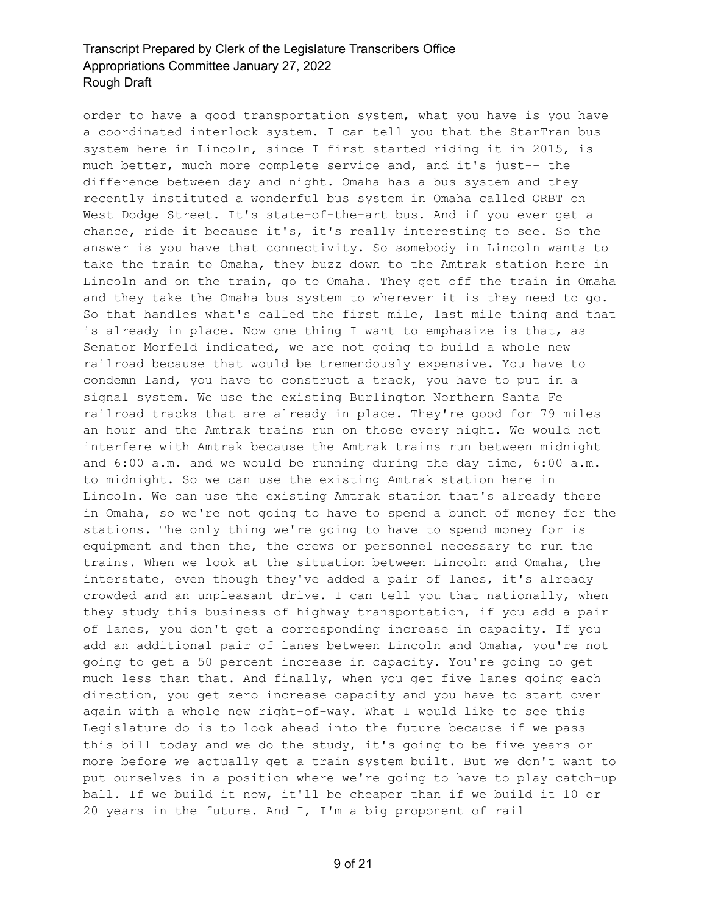order to have a good transportation system, what you have is you have a coordinated interlock system. I can tell you that the StarTran bus system here in Lincoln, since I first started riding it in 2015, is much better, much more complete service and, and it's just-- the difference between day and night. Omaha has a bus system and they recently instituted a wonderful bus system in Omaha called ORBT on West Dodge Street. It's state-of-the-art bus. And if you ever get a chance, ride it because it's, it's really interesting to see. So the answer is you have that connectivity. So somebody in Lincoln wants to take the train to Omaha, they buzz down to the Amtrak station here in Lincoln and on the train, go to Omaha. They get off the train in Omaha and they take the Omaha bus system to wherever it is they need to go. So that handles what's called the first mile, last mile thing and that is already in place. Now one thing I want to emphasize is that, as Senator Morfeld indicated, we are not going to build a whole new railroad because that would be tremendously expensive. You have to condemn land, you have to construct a track, you have to put in a signal system. We use the existing Burlington Northern Santa Fe railroad tracks that are already in place. They're good for 79 miles an hour and the Amtrak trains run on those every night. We would not interfere with Amtrak because the Amtrak trains run between midnight and 6:00 a.m. and we would be running during the day time, 6:00 a.m. to midnight. So we can use the existing Amtrak station here in Lincoln. We can use the existing Amtrak station that's already there in Omaha, so we're not going to have to spend a bunch of money for the stations. The only thing we're going to have to spend money for is equipment and then the, the crews or personnel necessary to run the trains. When we look at the situation between Lincoln and Omaha, the interstate, even though they've added a pair of lanes, it's already crowded and an unpleasant drive. I can tell you that nationally, when they study this business of highway transportation, if you add a pair of lanes, you don't get a corresponding increase in capacity. If you add an additional pair of lanes between Lincoln and Omaha, you're not going to get a 50 percent increase in capacity. You're going to get much less than that. And finally, when you get five lanes going each direction, you get zero increase capacity and you have to start over again with a whole new right-of-way. What I would like to see this Legislature do is to look ahead into the future because if we pass this bill today and we do the study, it's going to be five years or more before we actually get a train system built. But we don't want to put ourselves in a position where we're going to have to play catch-up ball. If we build it now, it'll be cheaper than if we build it 10 or 20 years in the future. And I, I'm a big proponent of rail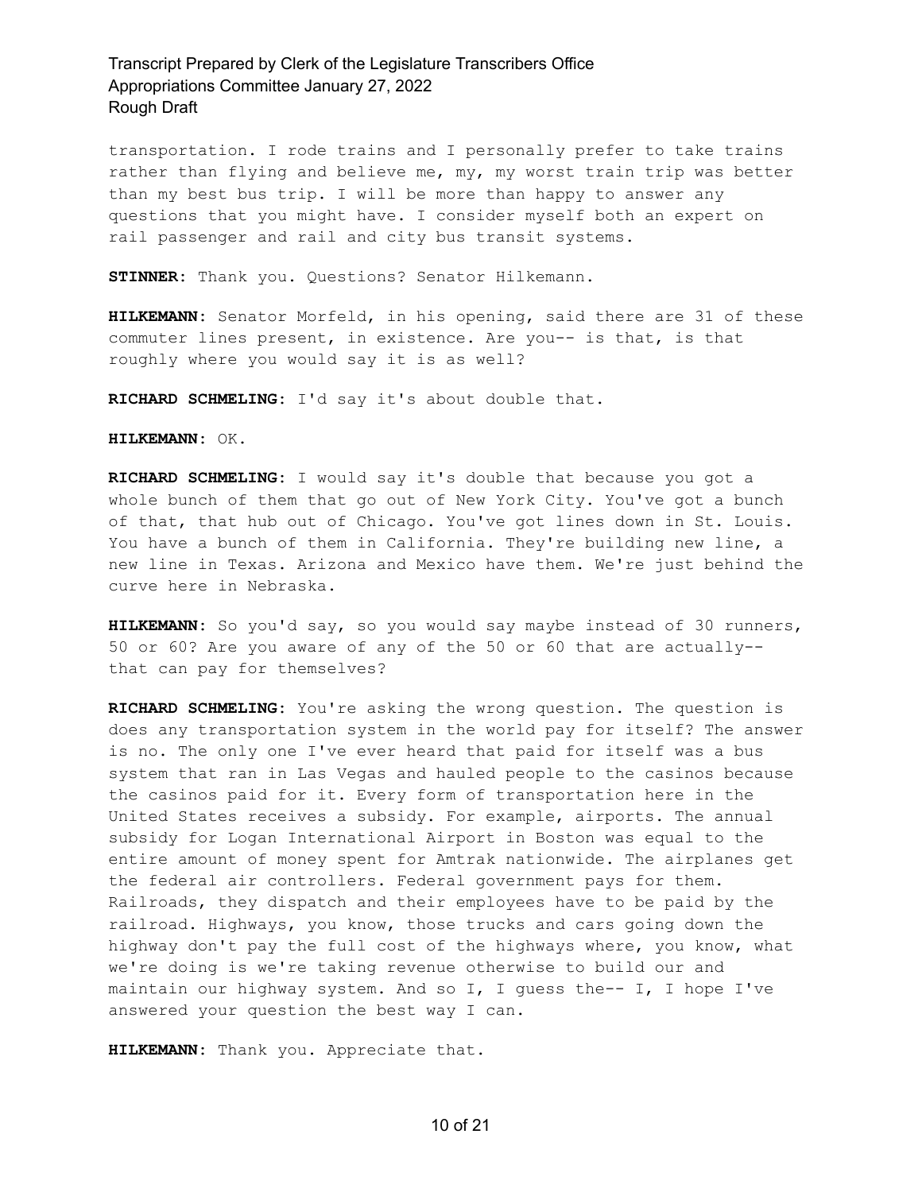transportation. I rode trains and I personally prefer to take trains rather than flying and believe me, my, my worst train trip was better than my best bus trip. I will be more than happy to answer any questions that you might have. I consider myself both an expert on rail passenger and rail and city bus transit systems.

**STINNER:** Thank you. Questions? Senator Hilkemann.

**HILKEMANN:** Senator Morfeld, in his opening, said there are 31 of these commuter lines present, in existence. Are you-- is that, is that roughly where you would say it is as well?

**RICHARD SCHMELING:** I'd say it's about double that.

**HILKEMANN:** OK.

**RICHARD SCHMELING:** I would say it's double that because you got a whole bunch of them that go out of New York City. You've got a bunch of that, that hub out of Chicago. You've got lines down in St. Louis. You have a bunch of them in California. They're building new line, a new line in Texas. Arizona and Mexico have them. We're just behind the curve here in Nebraska.

**HILKEMANN:** So you'd say, so you would say maybe instead of 30 runners, 50 or 60? Are you aware of any of the 50 or 60 that are actually-- that can pay for themselves?

**RICHARD SCHMELING:** You're asking the wrong question. The question is does any transportation system in the world pay for itself? The answer is no. The only one I've ever heard that paid for itself was a bus system that ran in Las Vegas and hauled people to the casinos because the casinos paid for it. Every form of transportation here in the United States receives a subsidy. For example, airports. The annual subsidy for Logan International Airport in Boston was equal to the entire amount of money spent for Amtrak nationwide. The airplanes get the federal air controllers. Federal government pays for them. Railroads, they dispatch and their employees have to be paid by the railroad. Highways, you know, those trucks and cars going down the highway don't pay the full cost of the highways where, you know, what we're doing is we're taking revenue otherwise to build our and maintain our highway system. And so I, I guess the-- I, I hope I've answered your question the best way I can.

**HILKEMANN:** Thank you. Appreciate that.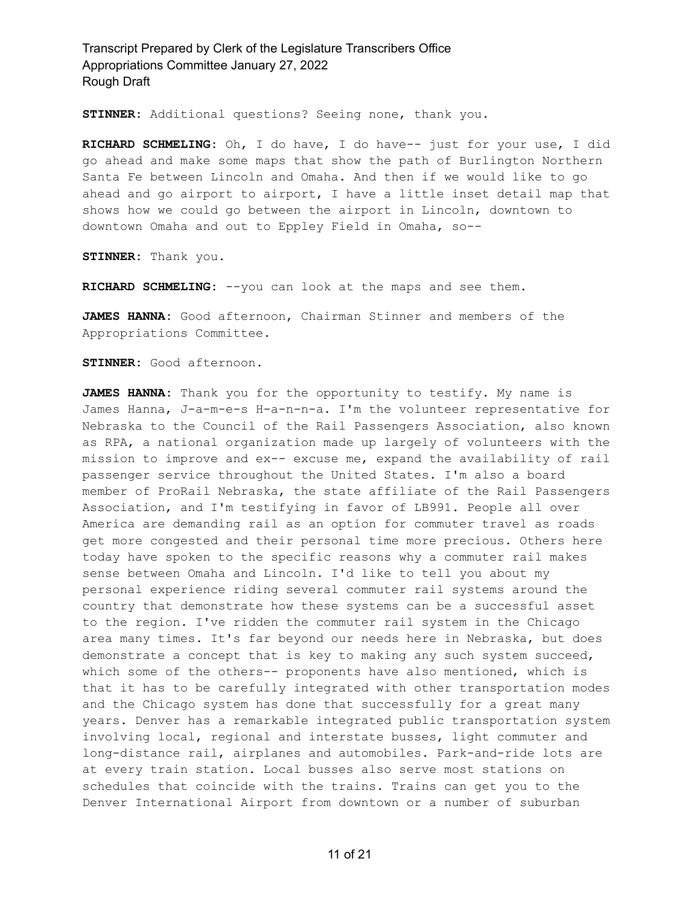**STINNER:** Additional questions? Seeing none, thank you.

**RICHARD SCHMELING:** Oh, I do have, I do have-- just for your use, I did go ahead and make some maps that show the path of Burlington Northern Santa Fe between Lincoln and Omaha. And then if we would like to go ahead and go airport to airport, I have a little inset detail map that shows how we could go between the airport in Lincoln, downtown to downtown Omaha and out to Eppley Field in Omaha, so--

**STINNER:** Thank you.

**RICHARD SCHMELING:** --you can look at the maps and see them.

**JAMES HANNA:** Good afternoon, Chairman Stinner and members of the Appropriations Committee.

**STINNER:** Good afternoon.

**JAMES HANNA:** Thank you for the opportunity to testify. My name is James Hanna, J-a-m-e-s H-a-n-n-a. I'm the volunteer representative for Nebraska to the Council of the Rail Passengers Association, also known as RPA, a national organization made up largely of volunteers with the mission to improve and ex-- excuse me, expand the availability of rail passenger service throughout the United States. I'm also a board member of ProRail Nebraska, the state affiliate of the Rail Passengers Association, and I'm testifying in favor of LB991. People all over America are demanding rail as an option for commuter travel as roads get more congested and their personal time more precious. Others here today have spoken to the specific reasons why a commuter rail makes sense between Omaha and Lincoln. I'd like to tell you about my personal experience riding several commuter rail systems around the country that demonstrate how these systems can be a successful asset to the region. I've ridden the commuter rail system in the Chicago area many times. It's far beyond our needs here in Nebraska, but does demonstrate a concept that is key to making any such system succeed, which some of the others-- proponents have also mentioned, which is that it has to be carefully integrated with other transportation modes and the Chicago system has done that successfully for a great many years. Denver has a remarkable integrated public transportation system involving local, regional and interstate busses, light commuter and long-distance rail, airplanes and automobiles. Park-and-ride lots are at every train station. Local busses also serve most stations on schedules that coincide with the trains. Trains can get you to the Denver International Airport from downtown or a number of suburban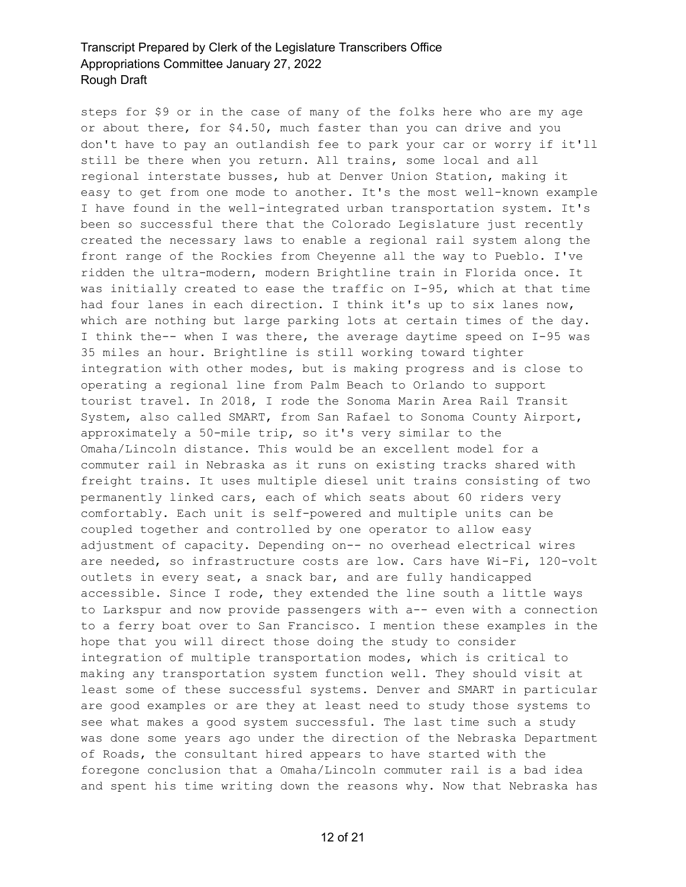steps for $9 or in the case of many of the folks here who are my age or about there, for $4.50, much faster than you can drive and you don't have to pay an outlandish fee to park your car or worry if it'll still be there when you return. All trains, some local and all regional interstate busses, hub at Denver Union Station, making it easy to get from one mode to another. It's the most well-known example I have found in the well-integrated urban transportation system. It's been so successful there that the Colorado Legislature just recently created the necessary laws to enable a regional rail system along the front range of the Rockies from Cheyenne all the way to Pueblo. I've ridden the ultra-modern, modern Brightline train in Florida once. It was initially created to ease the traffic on I-95, which at that time had four lanes in each direction. I think it's up to six lanes now, which are nothing but large parking lots at certain times of the day. I think the-- when I was there, the average daytime speed on I-95 was 35 miles an hour. Brightline is still working toward tighter integration with other modes, but is making progress and is close to operating a regional line from Palm Beach to Orlando to support tourist travel. In 2018, I rode the Sonoma Marin Area Rail Transit System, also called SMART, from San Rafael to Sonoma County Airport, approximately a 50-mile trip, so it's very similar to the Omaha/Lincoln distance. This would be an excellent model for a commuter rail in Nebraska as it runs on existing tracks shared with freight trains. It uses multiple diesel unit trains consisting of two permanently linked cars, each of which seats about 60 riders very comfortably. Each unit is self-powered and multiple units can be coupled together and controlled by one operator to allow easy adjustment of capacity. Depending on-- no overhead electrical wires are needed, so infrastructure costs are low. Cars have Wi-Fi, 120-volt outlets in every seat, a snack bar, and are fully handicapped accessible. Since I rode, they extended the line south a little ways to Larkspur and now provide passengers with a-- even with a connection to a ferry boat over to San Francisco. I mention these examples in the hope that you will direct those doing the study to consider integration of multiple transportation modes, which is critical to making any transportation system function well. They should visit at least some of these successful systems. Denver and SMART in particular are good examples or are they at least need to study those systems to see what makes a good system successful. The last time such a study was done some years ago under the direction of the Nebraska Department of Roads, the consultant hired appears to have started with the foregone conclusion that a Omaha/Lincoln commuter rail is a bad idea and spent his time writing down the reasons why. Now that Nebraska has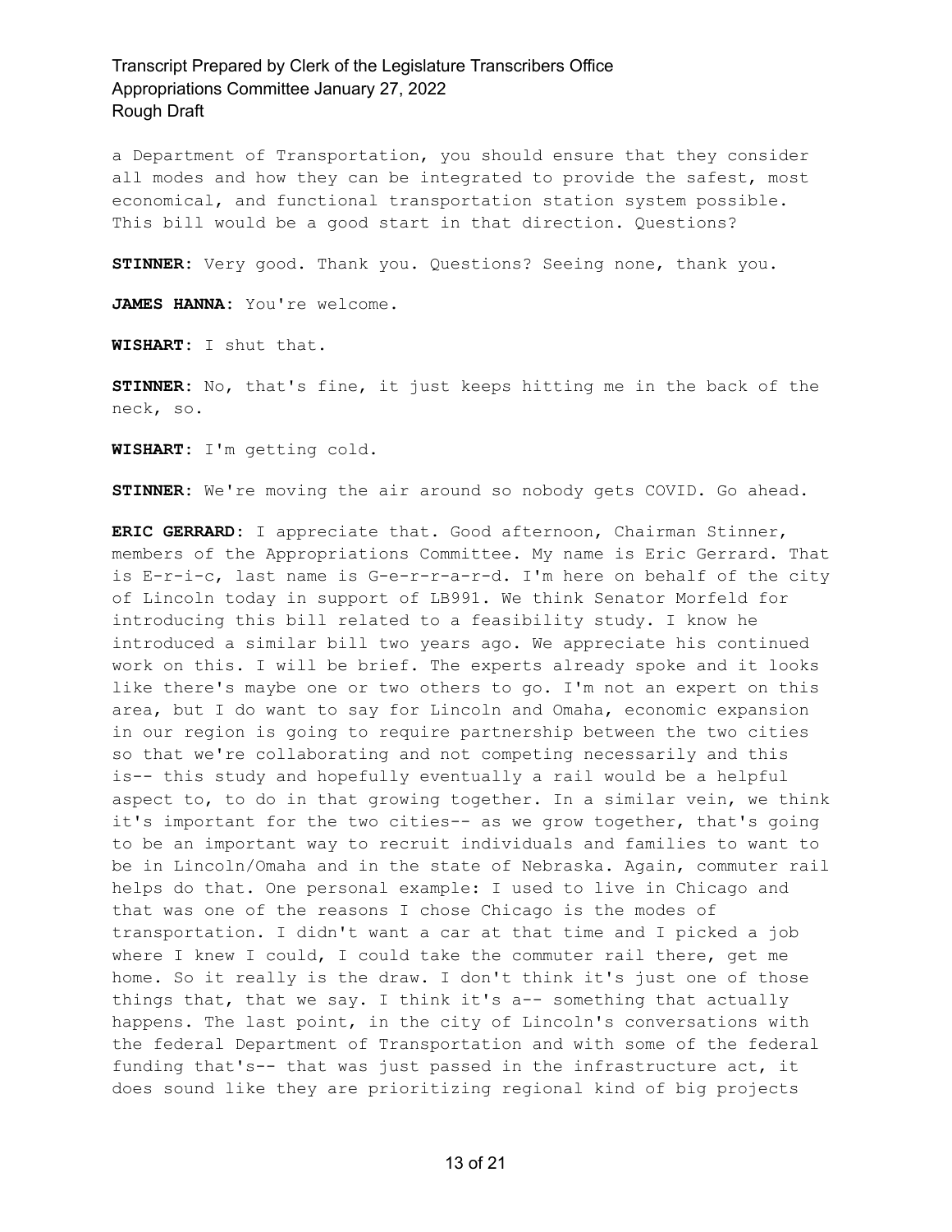a Department of Transportation, you should ensure that they consider all modes and how they can be integrated to provide the safest, most economical, and functional transportation station system possible. This bill would be a good start in that direction. Questions?

**STINNER:** Very good. Thank you. Questions? Seeing none, thank you.

**JAMES HANNA:** You're welcome.

**WISHART:** I shut that.

**STINNER:** No, that's fine, it just keeps hitting me in the back of the neck, so.

**WISHART:** I'm getting cold.

**STINNER:** We're moving the air around so nobody gets COVID. Go ahead.

**ERIC GERRARD:** I appreciate that. Good afternoon, Chairman Stinner, members of the Appropriations Committee. My name is Eric Gerrard. That is E-r-i-c, last name is G-e-r-r-a-r-d. I'm here on behalf of the city of Lincoln today in support of LB991. We think Senator Morfeld for introducing this bill related to a feasibility study. I know he introduced a similar bill two years ago. We appreciate his continued work on this. I will be brief. The experts already spoke and it looks like there's maybe one or two others to go. I'm not an expert on this area, but I do want to say for Lincoln and Omaha, economic expansion in our region is going to require partnership between the two cities so that we're collaborating and not competing necessarily and this is-- this study and hopefully eventually a rail would be a helpful aspect to, to do in that growing together. In a similar vein, we think it's important for the two cities-- as we grow together, that's going to be an important way to recruit individuals and families to want to be in Lincoln/Omaha and in the state of Nebraska. Again, commuter rail helps do that. One personal example: I used to live in Chicago and that was one of the reasons I chose Chicago is the modes of transportation. I didn't want a car at that time and I picked a job where I knew I could, I could take the commuter rail there, get me home. So it really is the draw. I don't think it's just one of those things that, that we say. I think it's a-- something that actually happens. The last point, in the city of Lincoln's conversations with the federal Department of Transportation and with some of the federal funding that's-- that was just passed in the infrastructure act, it does sound like they are prioritizing regional kind of big projects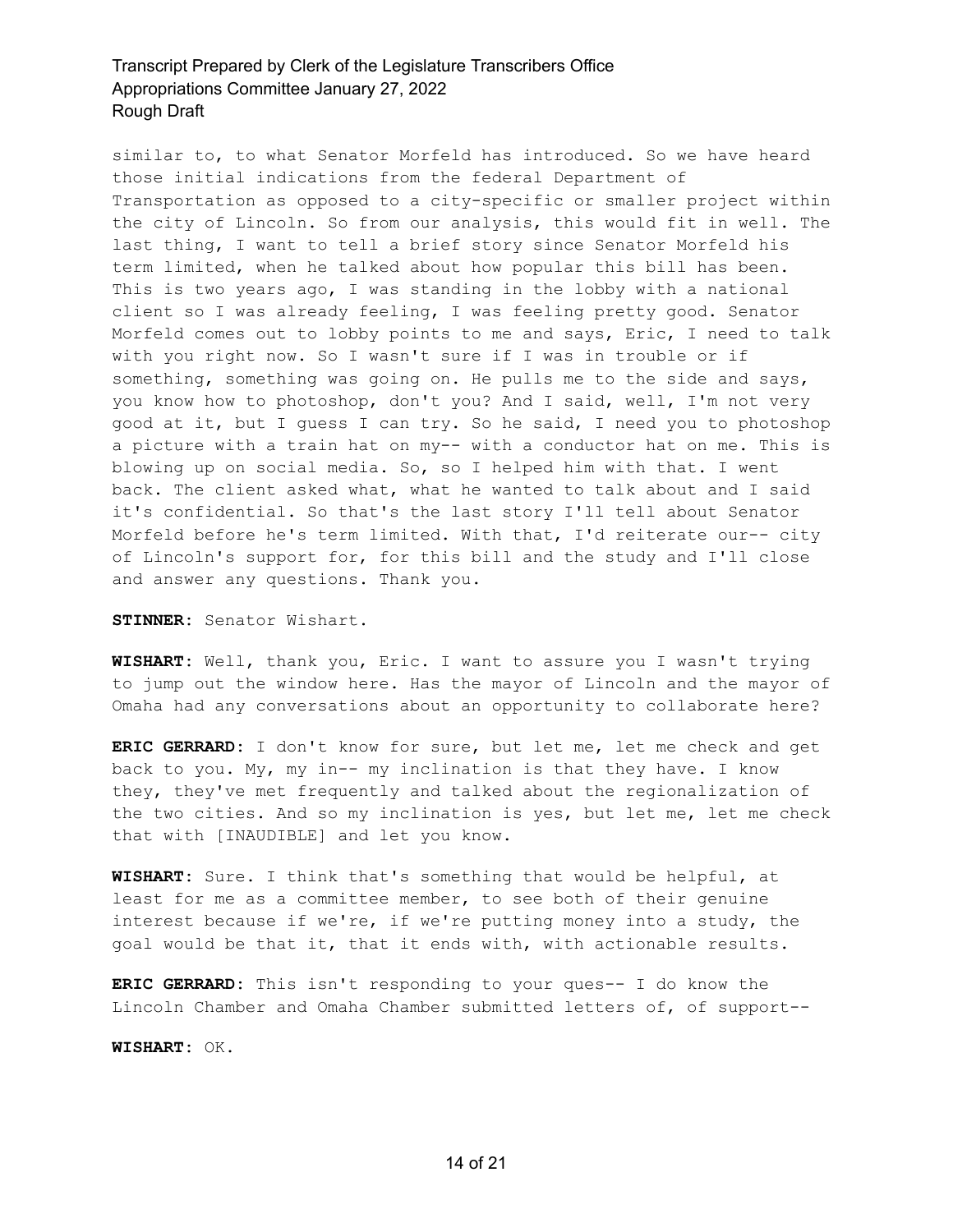similar to, to what Senator Morfeld has introduced. So we have heard those initial indications from the federal Department of Transportation as opposed to a city-specific or smaller project within the city of Lincoln. So from our analysis, this would fit in well. The last thing, I want to tell a brief story since Senator Morfeld his term limited, when he talked about how popular this bill has been. This is two years ago, I was standing in the lobby with a national client so I was already feeling, I was feeling pretty good. Senator Morfeld comes out to lobby points to me and says, Eric, I need to talk with you right now. So I wasn't sure if I was in trouble or if something, something was going on. He pulls me to the side and says, you know how to photoshop, don't you? And I said, well, I'm not very good at it, but I guess I can try. So he said, I need you to photoshop a picture with a train hat on my-- with a conductor hat on me. This is blowing up on social media. So, so I helped him with that. I went back. The client asked what, what he wanted to talk about and I said it's confidential. So that's the last story I'll tell about Senator Morfeld before he's term limited. With that, I'd reiterate our-- city of Lincoln's support for, for this bill and the study and I'll close and answer any questions. Thank you.

**STINNER:** Senator Wishart.

**WISHART:** Well, thank you, Eric. I want to assure you I wasn't trying to jump out the window here. Has the mayor of Lincoln and the mayor of Omaha had any conversations about an opportunity to collaborate here?

**ERIC GERRARD:** I don't know for sure, but let me, let me check and get back to you. My, my in-- my inclination is that they have. I know they, they've met frequently and talked about the regionalization of the two cities. And so my inclination is yes, but let me, let me check that with [INAUDIBLE] and let you know.

**WISHART:** Sure. I think that's something that would be helpful, at least for me as a committee member, to see both of their genuine interest because if we're, if we're putting money into a study, the goal would be that it, that it ends with, with actionable results.

**ERIC GERRARD:** This isn't responding to your ques-- I do know the Lincoln Chamber and Omaha Chamber submitted letters of, of support--

**WISHART:** OK.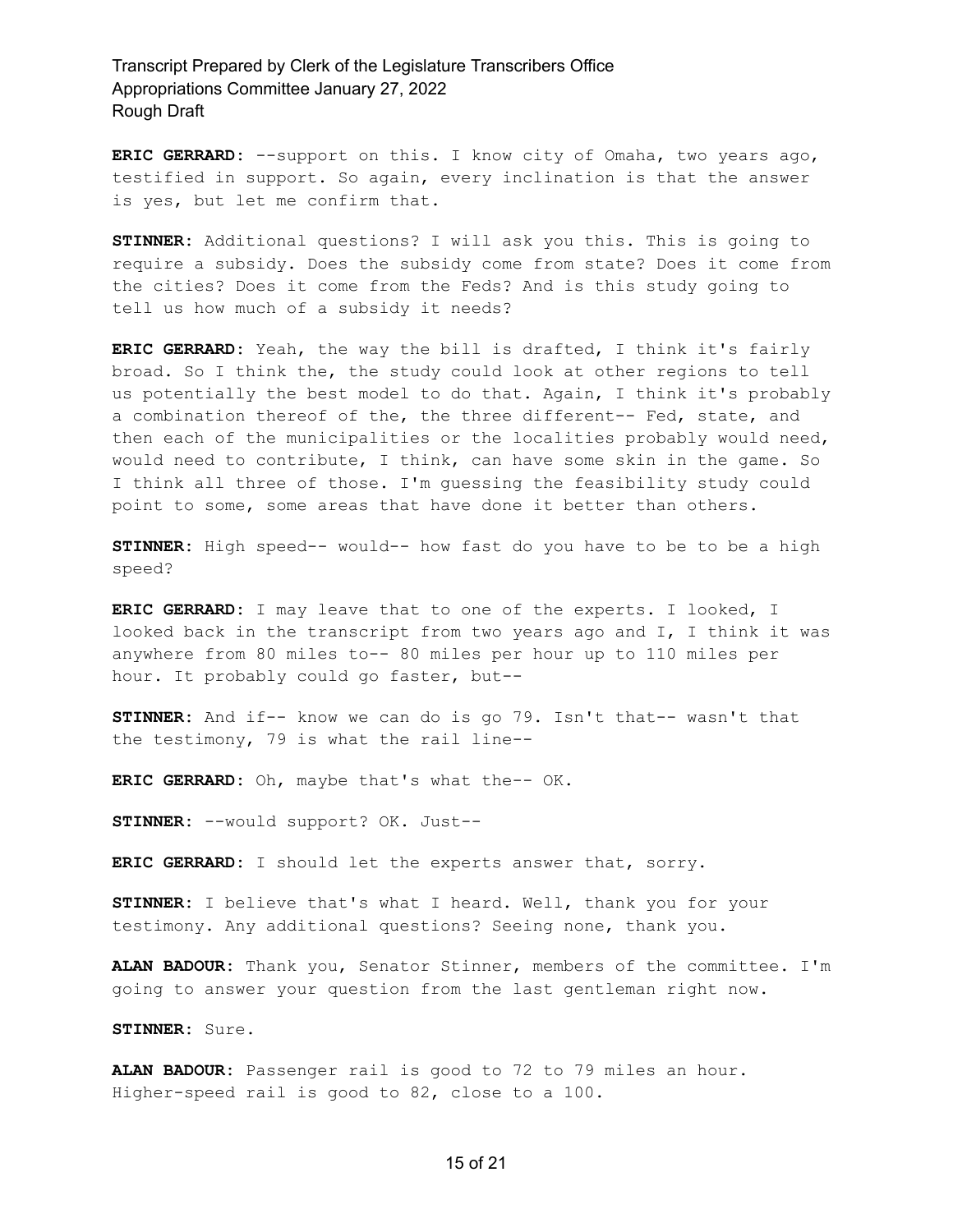**ERIC GERRARD:** --support on this. I know city of Omaha, two years ago, testified in support. So again, every inclination is that the answer is yes, but let me confirm that.

**STINNER:** Additional questions? I will ask you this. This is going to require a subsidy. Does the subsidy come from state? Does it come from the cities? Does it come from the Feds? And is this study going to tell us how much of a subsidy it needs?

**ERIC GERRARD:** Yeah, the way the bill is drafted, I think it's fairly broad. So I think the, the study could look at other regions to tell us potentially the best model to do that. Again, I think it's probably a combination thereof of the, the three different-- Fed, state, and then each of the municipalities or the localities probably would need, would need to contribute, I think, can have some skin in the game. So I think all three of those. I'm guessing the feasibility study could point to some, some areas that have done it better than others.

**STINNER:** High speed-- would-- how fast do you have to be to be a high speed?

**ERIC GERRARD:** I may leave that to one of the experts. I looked, I looked back in the transcript from two years ago and I, I think it was anywhere from 80 miles to-- 80 miles per hour up to 110 miles per hour. It probably could go faster, but--

**STINNER:** And if-- know we can do is go 79. Isn't that-- wasn't that the testimony, 79 is what the rail line--

**ERIC GERRARD:** Oh, maybe that's what the-- OK.

**STINNER:** --would support? OK. Just--

**ERIC GERRARD:** I should let the experts answer that, sorry.

**STINNER:** I believe that's what I heard. Well, thank you for your testimony. Any additional questions? Seeing none, thank you.

**ALAN BADOUR:** Thank you, Senator Stinner, members of the committee. I'm going to answer your question from the last gentleman right now.

**STINNER:** Sure.

**ALAN BADOUR:** Passenger rail is good to 72 to 79 miles an hour. Higher-speed rail is good to 82, close to a 100.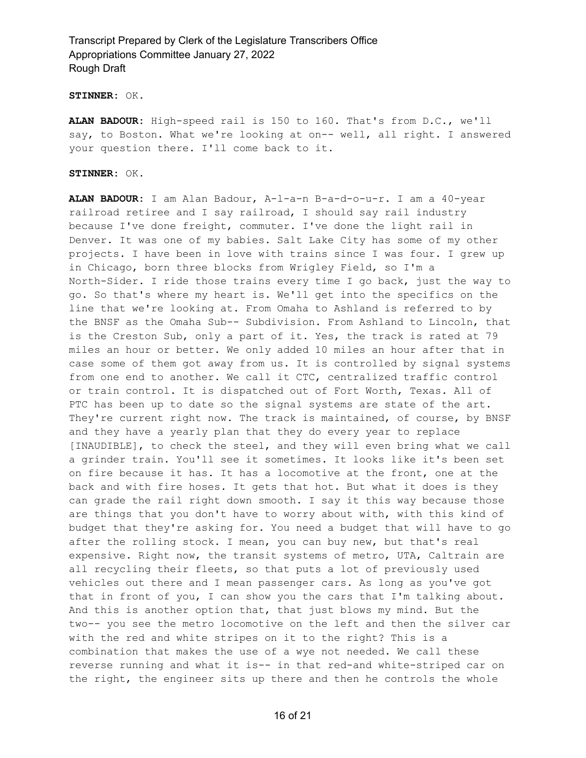**STINNER:** OK.

**ALAN BADOUR:** High-speed rail is 150 to 160. That's from D.C., we'll say, to Boston. What we're looking at on-- well, all right. I answered your question there. I'll come back to it.

**STINNER:** OK.

**ALAN BADOUR:** I am Alan Badour, A-l-a-n B-a-d-o-u-r. I am a 40-year railroad retiree and I say railroad, I should say rail industry because I've done freight, commuter. I've done the light rail in Denver. It was one of my babies. Salt Lake City has some of my other projects. I have been in love with trains since I was four. I grew up in Chicago, born three blocks from Wrigley Field, so I'm a North-Sider. I ride those trains every time I go back, just the way to go. So that's where my heart is. We'll get into the specifics on the line that we're looking at. From Omaha to Ashland is referred to by the BNSF as the Omaha Sub-- Subdivision. From Ashland to Lincoln, that is the Creston Sub, only a part of it. Yes, the track is rated at 79 miles an hour or better. We only added 10 miles an hour after that in case some of them got away from us. It is controlled by signal systems from one end to another. We call it CTC, centralized traffic control or train control. It is dispatched out of Fort Worth, Texas. All of PTC has been up to date so the signal systems are state of the art. They're current right now. The track is maintained, of course, by BNSF and they have a yearly plan that they do every year to replace [INAUDIBLE], to check the steel, and they will even bring what we call a grinder train. You'll see it sometimes. It looks like it's been set on fire because it has. It has a locomotive at the front, one at the back and with fire hoses. It gets that hot. But what it does is they can grade the rail right down smooth. I say it this way because those are things that you don't have to worry about with, with this kind of budget that they're asking for. You need a budget that will have to go after the rolling stock. I mean, you can buy new, but that's real expensive. Right now, the transit systems of metro, UTA, Caltrain are all recycling their fleets, so that puts a lot of previously used vehicles out there and I mean passenger cars. As long as you've got that in front of you, I can show you the cars that I'm talking about. And this is another option that, that just blows my mind. But the two-- you see the metro locomotive on the left and then the silver car with the red and white stripes on it to the right? This is a combination that makes the use of a wye not needed. We call these reverse running and what it is-- in that red-and white-striped car on the right, the engineer sits up there and then he controls the whole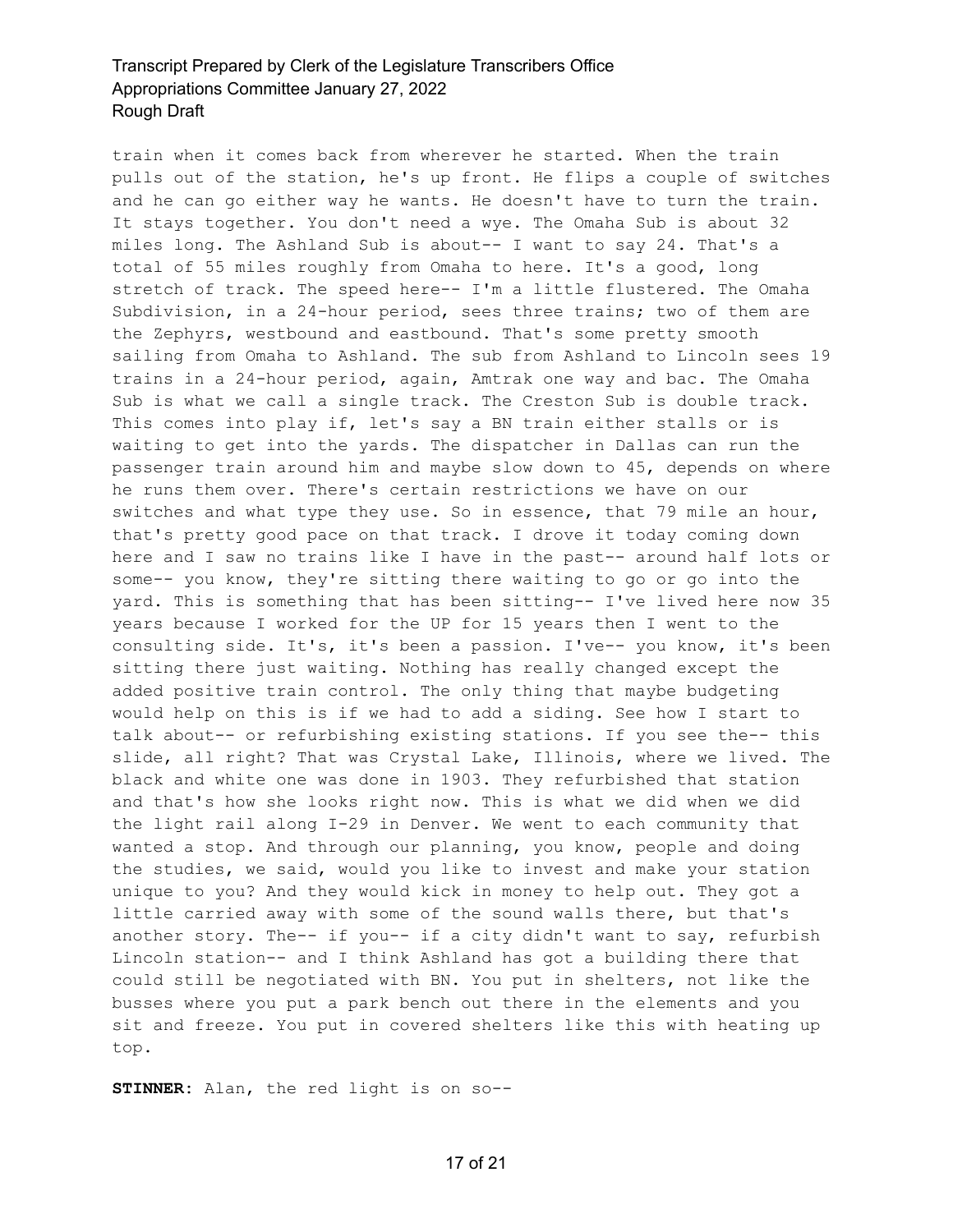train when it comes back from wherever he started. When the train pulls out of the station, he's up front. He flips a couple of switches and he can go either way he wants. He doesn't have to turn the train. It stays together. You don't need a wye. The Omaha Sub is about 32 miles long. The Ashland Sub is about-- I want to say 24. That's a total of 55 miles roughly from Omaha to here. It's a good, long stretch of track. The speed here-- I'm a little flustered. The Omaha Subdivision, in a 24-hour period, sees three trains; two of them are the Zephyrs, westbound and eastbound. That's some pretty smooth sailing from Omaha to Ashland. The sub from Ashland to Lincoln sees 19 trains in a 24-hour period, again, Amtrak one way and bac. The Omaha Sub is what we call a single track. The Creston Sub is double track. This comes into play if, let's say a BN train either stalls or is waiting to get into the yards. The dispatcher in Dallas can run the passenger train around him and maybe slow down to 45, depends on where he runs them over. There's certain restrictions we have on our switches and what type they use. So in essence, that 79 mile an hour, that's pretty good pace on that track. I drove it today coming down here and I saw no trains like I have in the past-- around half lots or some-- you know, they're sitting there waiting to go or go into the yard. This is something that has been sitting-- I've lived here now 35 years because I worked for the UP for 15 years then I went to the consulting side. It's, it's been a passion. I've-- you know, it's been sitting there just waiting. Nothing has really changed except the added positive train control. The only thing that maybe budgeting would help on this is if we had to add a siding. See how I start to talk about-- or refurbishing existing stations. If you see the-- this slide, all right? That was Crystal Lake, Illinois, where we lived. The black and white one was done in 1903. They refurbished that station and that's how she looks right now. This is what we did when we did the light rail along I-29 in Denver. We went to each community that wanted a stop. And through our planning, you know, people and doing the studies, we said, would you like to invest and make your station unique to you? And they would kick in money to help out. They got a little carried away with some of the sound walls there, but that's another story. The-- if you-- if a city didn't want to say, refurbish Lincoln station-- and I think Ashland has got a building there that could still be negotiated with BN. You put in shelters, not like the busses where you put a park bench out there in the elements and you sit and freeze. You put in covered shelters like this with heating up top.

**STINNER:** Alan, the red light is on so--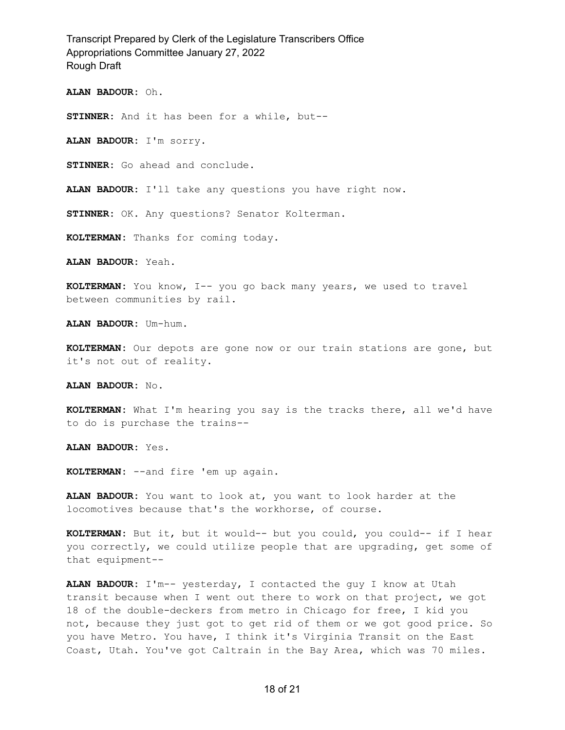**ALAN BADOUR:** Oh.

**STINNER:** And it has been for a while, but--

**ALAN BADOUR:** I'm sorry.

**STINNER:** Go ahead and conclude.

**ALAN BADOUR:** I'll take any questions you have right now.

**STINNER:** OK. Any questions? Senator Kolterman.

**KOLTERMAN:** Thanks for coming today.

**ALAN BADOUR:** Yeah.

**KOLTERMAN:** You know, I-- you go back many years, we used to travel between communities by rail.

**ALAN BADOUR:** Um-hum.

**KOLTERMAN:** Our depots are gone now or our train stations are gone, but it's not out of reality.

**ALAN BADOUR:** No.

**KOLTERMAN:** What I'm hearing you say is the tracks there, all we'd have to do is purchase the trains--

**ALAN BADOUR:** Yes.

**KOLTERMAN:** --and fire 'em up again.

**ALAN BADOUR:** You want to look at, you want to look harder at the locomotives because that's the workhorse, of course.

**KOLTERMAN:** But it, but it would-- but you could, you could-- if I hear you correctly, we could utilize people that are upgrading, get some of that equipment--

**ALAN BADOUR:** I'm-- yesterday, I contacted the guy I know at Utah transit because when I went out there to work on that project, we got 18 of the double-deckers from metro in Chicago for free, I kid you not, because they just got to get rid of them or we got good price. So you have Metro. You have, I think it's Virginia Transit on the East Coast, Utah. You've got Caltrain in the Bay Area, which was 70 miles.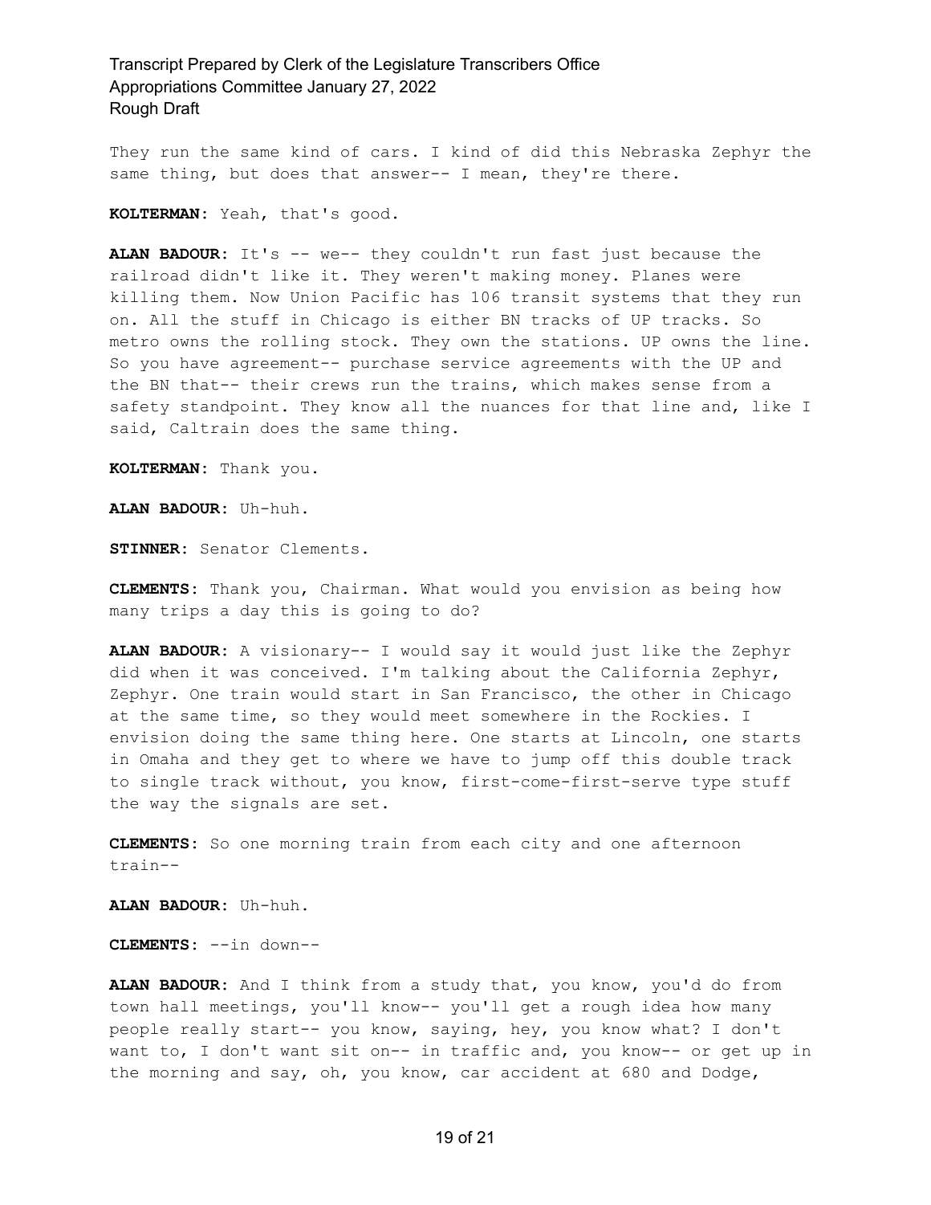They run the same kind of cars. I kind of did this Nebraska Zephyr the same thing, but does that answer-- I mean, they're there.

**KOLTERMAN:** Yeah, that's good.

**ALAN BADOUR:** It's -- we-- they couldn't run fast just because the railroad didn't like it. They weren't making money. Planes were killing them. Now Union Pacific has 106 transit systems that they run on. All the stuff in Chicago is either BN tracks of UP tracks. So metro owns the rolling stock. They own the stations. UP owns the line. So you have agreement-- purchase service agreements with the UP and the BN that-- their crews run the trains, which makes sense from a safety standpoint. They know all the nuances for that line and, like I said, Caltrain does the same thing.

**KOLTERMAN:** Thank you.

**ALAN BADOUR:** Uh-huh.

**STINNER:** Senator Clements.

**CLEMENTS:** Thank you, Chairman. What would you envision as being how many trips a day this is going to do?

**ALAN BADOUR:** A visionary-- I would say it would just like the Zephyr did when it was conceived. I'm talking about the California Zephyr, Zephyr. One train would start in San Francisco, the other in Chicago at the same time, so they would meet somewhere in the Rockies. I envision doing the same thing here. One starts at Lincoln, one starts in Omaha and they get to where we have to jump off this double track to single track without, you know, first-come-first-serve type stuff the way the signals are set.

**CLEMENTS:** So one morning train from each city and one afternoon train--

**ALAN BADOUR:** Uh-huh.

**CLEMENTS:** --in down--

**ALAN BADOUR:** And I think from a study that, you know, you'd do from town hall meetings, you'll know-- you'll get a rough idea how many people really start-- you know, saying, hey, you know what? I don't want to, I don't want sit on-- in traffic and, you know-- or get up in the morning and say, oh, you know, car accident at 680 and Dodge,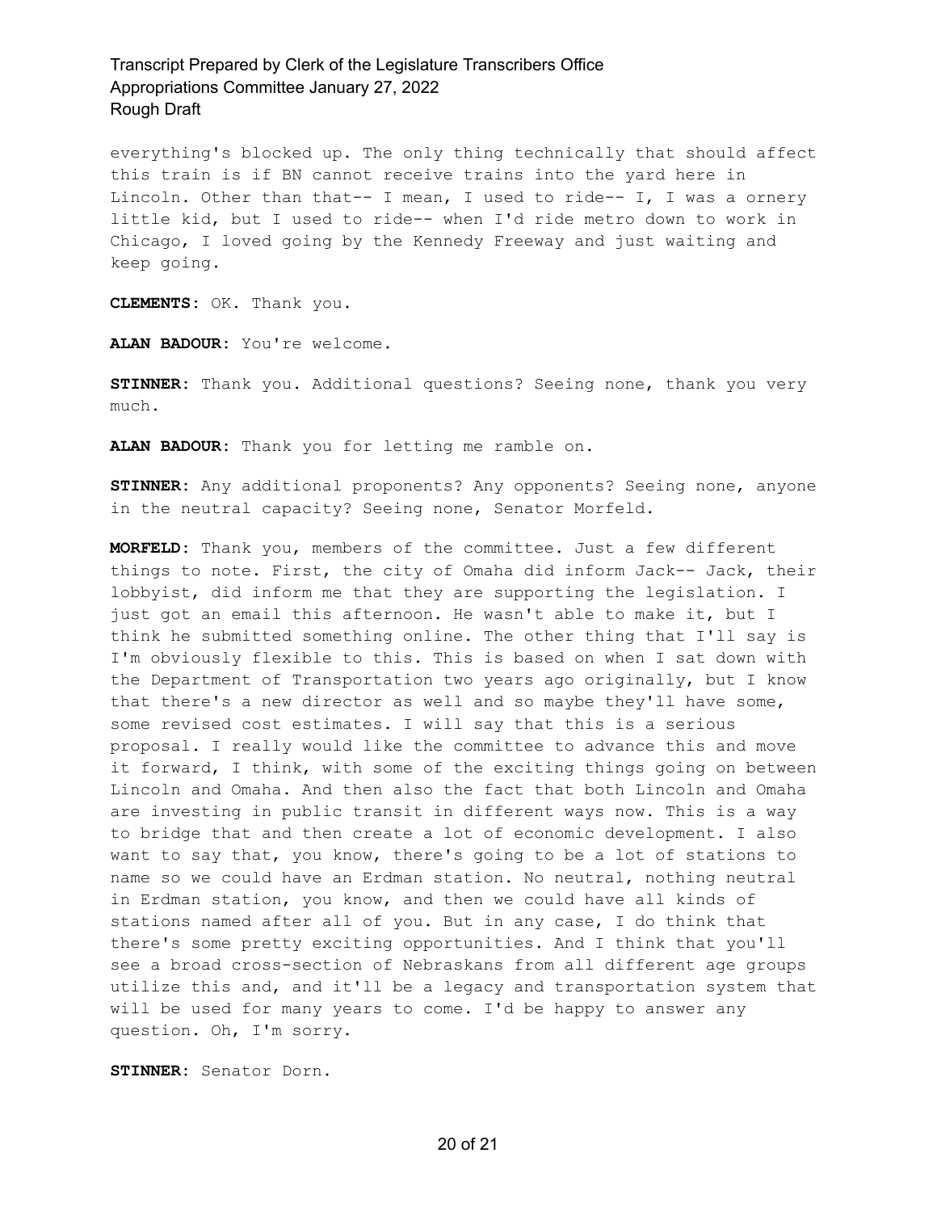everything's blocked up. The only thing technically that should affect this train is if BN cannot receive trains into the yard here in Lincoln. Other than that-- I mean, I used to ride-- I, I was a ornery little kid, but I used to ride-- when I'd ride metro down to work in Chicago, I loved going by the Kennedy Freeway and just waiting and keep going.

**CLEMENTS:** OK. Thank you.

**ALAN BADOUR:** You're welcome.

**STINNER:** Thank you. Additional questions? Seeing none, thank you very much.

**ALAN BADOUR:** Thank you for letting me ramble on.

**STINNER:** Any additional proponents? Any opponents? Seeing none, anyone in the neutral capacity? Seeing none, Senator Morfeld.

**MORFELD:** Thank you, members of the committee. Just a few different things to note. First, the city of Omaha did inform Jack-- Jack, their lobbyist, did inform me that they are supporting the legislation. I just got an email this afternoon. He wasn't able to make it, but I think he submitted something online. The other thing that I'll say is I'm obviously flexible to this. This is based on when I sat down with the Department of Transportation two years ago originally, but I know that there's a new director as well and so maybe they'll have some, some revised cost estimates. I will say that this is a serious proposal. I really would like the committee to advance this and move it forward, I think, with some of the exciting things going on between Lincoln and Omaha. And then also the fact that both Lincoln and Omaha are investing in public transit in different ways now. This is a way to bridge that and then create a lot of economic development. I also want to say that, you know, there's going to be a lot of stations to name so we could have an Erdman station. No neutral, nothing neutral in Erdman station, you know, and then we could have all kinds of stations named after all of you. But in any case, I do think that there's some pretty exciting opportunities. And I think that you'll see a broad cross-section of Nebraskans from all different age groups utilize this and, and it'll be a legacy and transportation system that will be used for many years to come. I'd be happy to answer any question. Oh, I'm sorry.

**STINNER:** Senator Dorn.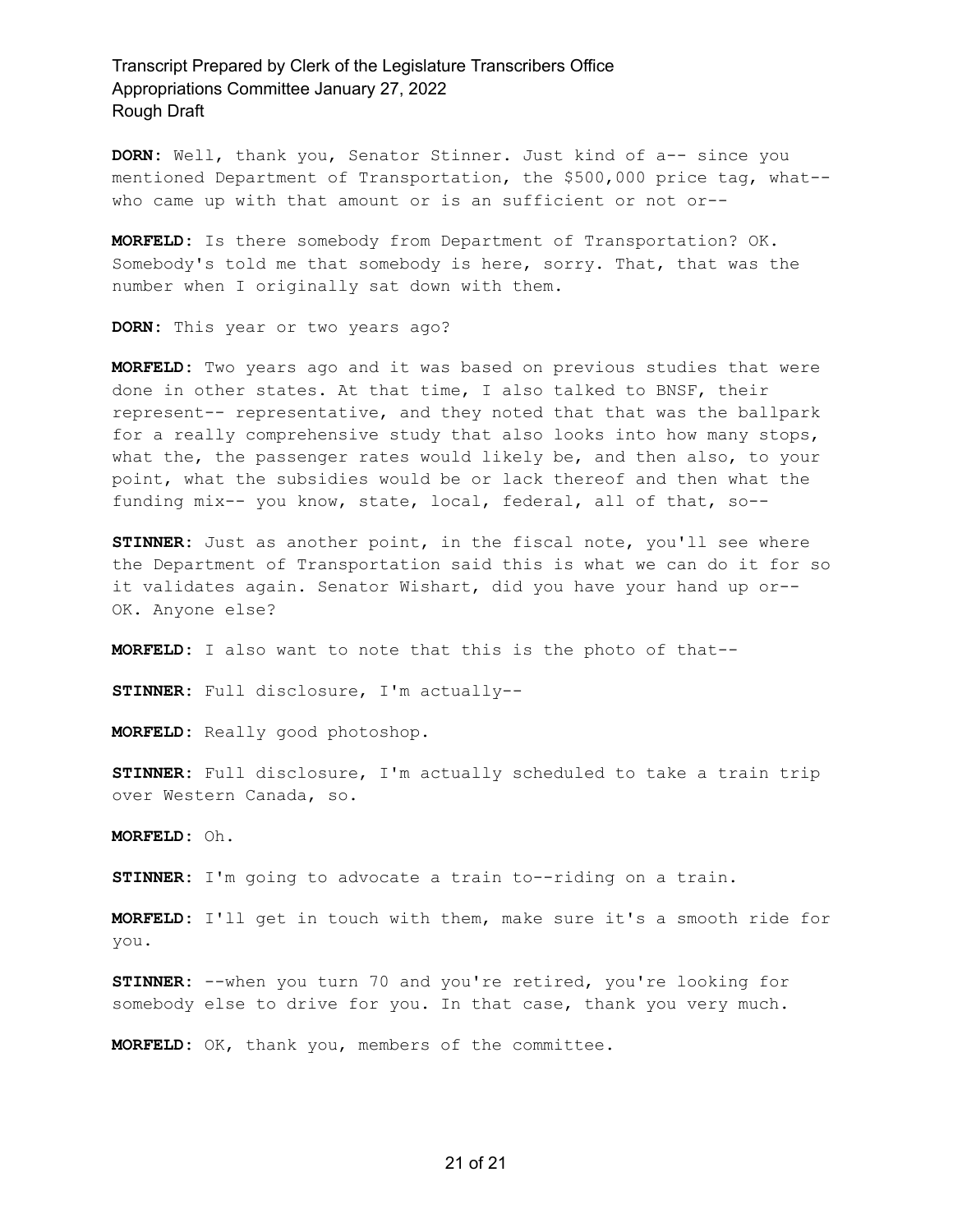**DORN:** Well, thank you, Senator Stinner. Just kind of a-- since you mentioned Department of Transportation, the $500,000 price tag, what-- who came up with that amount or is an sufficient or not or--

**MORFELD:** Is there somebody from Department of Transportation? OK. Somebody's told me that somebody is here, sorry. That, that was the number when I originally sat down with them.

**DORN:** This year or two years ago?

**MORFELD:** Two years ago and it was based on previous studies that were done in other states. At that time, I also talked to BNSF, their represent-- representative, and they noted that that was the ballpark for a really comprehensive study that also looks into how many stops, what the, the passenger rates would likely be, and then also, to your point, what the subsidies would be or lack thereof and then what the funding mix-- you know, state, local, federal, all of that, so--

**STINNER:** Just as another point, in the fiscal note, you'll see where the Department of Transportation said this is what we can do it for so it validates again. Senator Wishart, did you have your hand up or-- OK. Anyone else?

**MORFELD:** I also want to note that this is the photo of that--

**STINNER:** Full disclosure, I'm actually--

**MORFELD:** Really good photoshop.

**STINNER:** Full disclosure, I'm actually scheduled to take a train trip over Western Canada, so.

**MORFELD:** Oh.

**STINNER:** I'm going to advocate a train to--riding on a train.

**MORFELD:** I'll get in touch with them, make sure it's a smooth ride for you.

**STINNER:** --when you turn 70 and you're retired, you're looking for somebody else to drive for you. In that case, thank you very much.

**MORFELD:** OK, thank you, members of the committee.